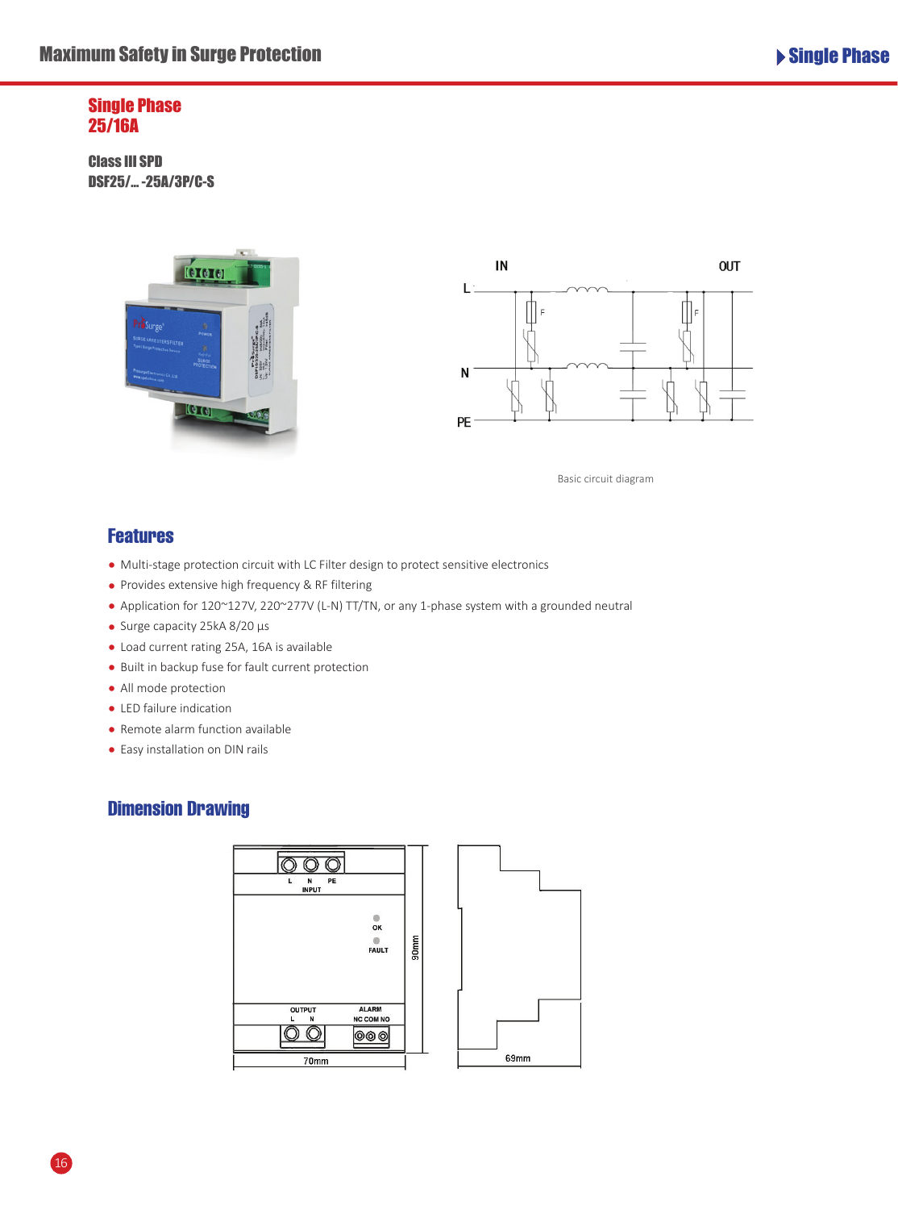## Single Phase
## 25/16A

**Class III SPD**
**DSF25/... -25A/3P/C-S**

Basic circuit diagram

## Features

- Multi-stage protection circuit with LC Filter design to protect sensitive electronics
- Provides extensive high frequency & RF filtering
- Application for 120~127V, 220~277V (L-N) TT/TN, or any 1-phase system with a grounded neutral
- Surge capacity 25kA 8/20 µs
- Load current rating 25A, 16A is available
- Built in backup fuse for fault current protection
- All mode protection
- LED failure indication
- Remote alarm function available
- Easy installation on DIN rails

## Dimension Drawing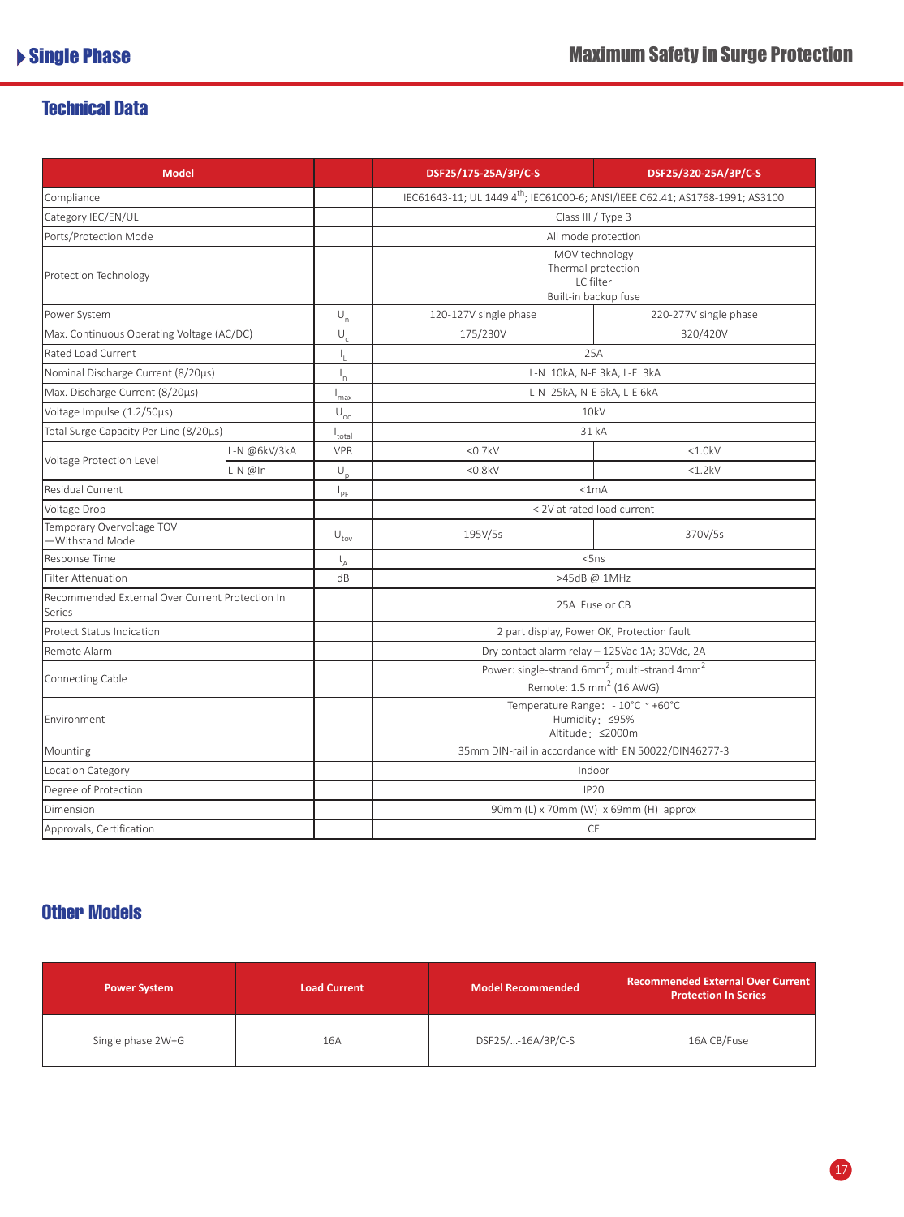## Technical Data

| Model | | | DSF25/175-25A/3P/C-S | DSF25/320-25A/3P/C-S |
|---|---|---|---|---|
| Compliance | | | IEC61643-11; UL 1449 4th; IEC61000-6; ANSI/IEEE C62.41; AS1768-1991; AS3100 | |
| Category IEC/EN/UL | | | Class III / Type 3 | |
| Ports/Protection Mode | | | All mode protection | |
| Protection Technology | | | MOV technology<br>Thermal protection<br>LC filter<br>Built-in backup fuse | |
| Power System | | $U_n$ | 120-127V single phase | 220-277V single phase |
| Max. Continuous Operating Voltage (AC/DC) | | $U_c$ | 175/230V | 320/420V |
| Rated Load Current | | $I_L$ | 25A | |
| Nominal Discharge Current (8/20µs) | | $I_n$ | L-N 10kA, N-E 3kA, L-E 3kA | |
| Max. Discharge Current (8/20µs) | | $I_{max}$ | L-N 25kA, N-E 6kA, L-E 6kA | |
| Voltage Impulse (1.2/50µs) | | $U_{oc}$ | 10kV | |
| Total Surge Capacity Per Line (8/20µs) | | $I_{total}$ | 31 kA | |
| Voltage Protection Level | L-N @6kV/3kA | VPR | <0.7kV | <1.0kV |
| | L-N @In | $U_p$ | <0.8kV | <1.2kV |
| Residual Current | | $I_{PE}$ | <1mA | |
| Voltage Drop | | | < 2V at rated load current | |
| Temporary Overvoltage TOV —Withstand Mode | | $U_{tov}$ | 195V/5s | 370V/5s |
| Response Time | | $t_A$ | <5ns | |
| Filter Attenuation | | dB | >45dB @ 1MHz | |
| Recommended External Over Current Protection In Series | | | 25A Fuse or CB | |
| Protect Status Indication | | | 2 part display, Power OK, Protection fault | |
| Remote Alarm | | | Dry contact alarm relay – 125Vac 1A; 30Vdc, 2A | |
| Connecting Cable | | | Power: single-strand 6mm$^2$; multi-strand 4mm$^2$<br>Remote: 1.5 mm$^2$ (16 AWG) | |
| Environment | | | Temperature Range: - 10°C ~ +60°C<br>Humidity: ≤95%<br>Altitude: ≤2000m | |
| Mounting | | | 35mm DIN-rail in accordance with EN 50022/DIN46277-3 | |
| Location Category | | | Indoor | |
| Degree of Protection | | | IP20 | |
| Dimension | | | 90mm (L) x 70mm (W) x 69mm (H) approx | |
| Approvals, Certification | | | CE | |

## Other Models

| Power System | Load Current | Model Recommended | Recommended External Over Current Protection In Series |
|---|---|---|---|
| Single phase 2W+G | 16A | DSF25/...-16A/3P/C-S | 16A CB/Fuse |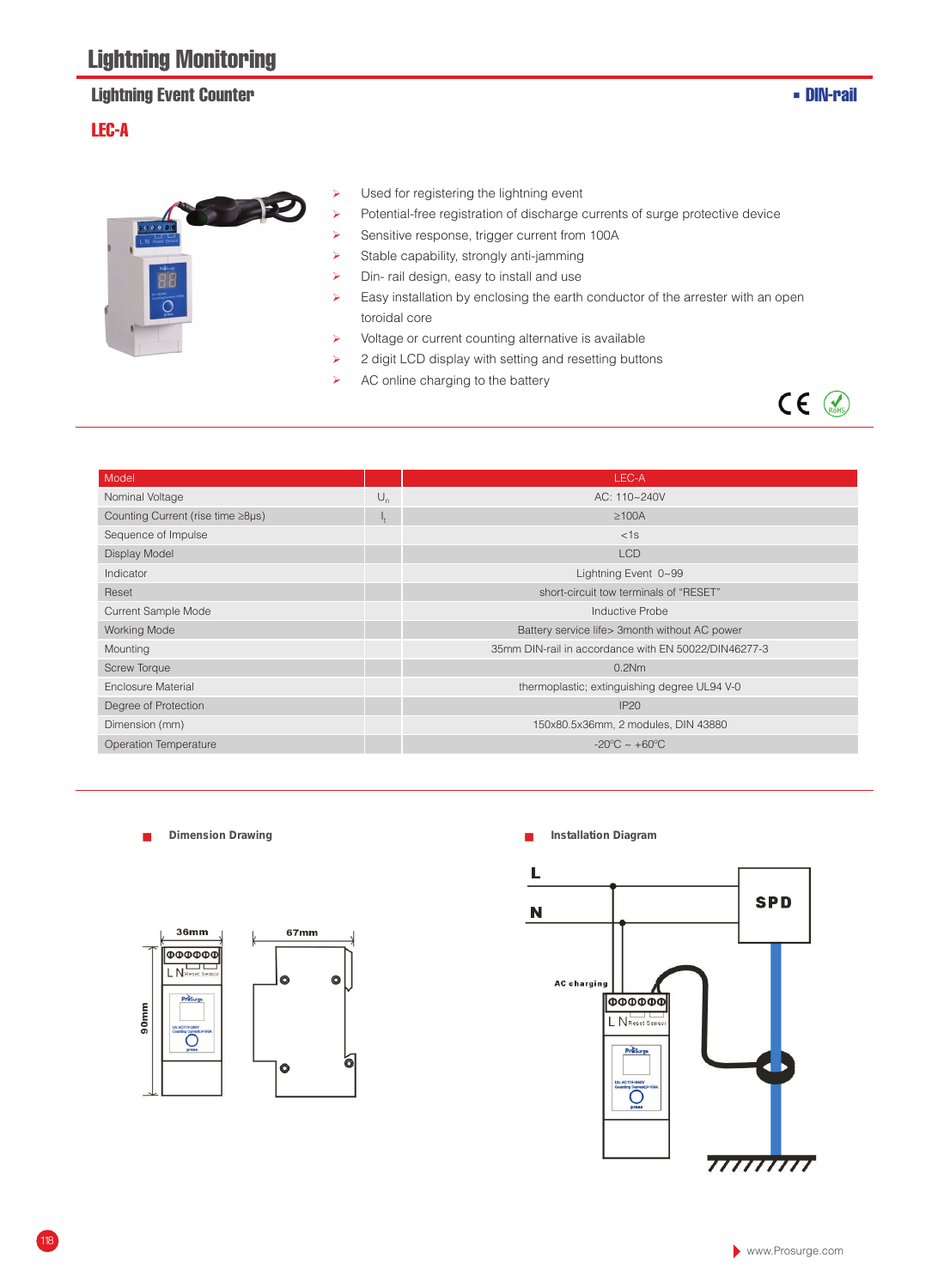# Lightning Monitoring

## Lightning Event Counter

▪ DIN-rail

### LEC-A

- Used for registering the lightning event
- Potential-free registration of discharge currents of surge protective device
- Sensitive response, trigger current from 100A
- Stable capability, strongly anti-jamming
- Din- rail design, easy to install and use
- Easy installation by enclosing the earth conductor of the arrester with an open toroidal core
- Voltage or current counting alternative is available
- 2 digit LCD display with setting and resetting buttons
- AC online charging to the battery

| Model | | LEC-A |
|---|---|---|
| Nominal Voltage | $U_n$ | AC: 110~240V |
| Counting Current (rise time ≥8μs) | $I_t$ | ≥100A |
| Sequence of Impulse | | <1s |
| Display Model | | LCD |
| Indicator | | Lightning Event 0~99 |
| Reset | | short-circuit tow terminals of "RESET" |
| Current Sample Mode | | Inductive Probe |
| Working Mode | | Battery service life> 3month without AC power |
| Mounting | | 35mm DIN-rail in accordance with EN 50022/DIN46277-3 |
| Screw Torque | | 0.2Nm |
| Enclosure Material | | thermoplastic; extinguishing degree UL94 V-0 |
| Degree of Protection | | IP20 |
| Dimension (mm) | | 150x80.5x36mm, 2 modules, DIN 43880 |
| Operation Temperature | | -20°C ~ +60°C |

### Dimension Drawing

36mm
67mm
90mm

### Installation Diagram

L
N
SPD
AC charging